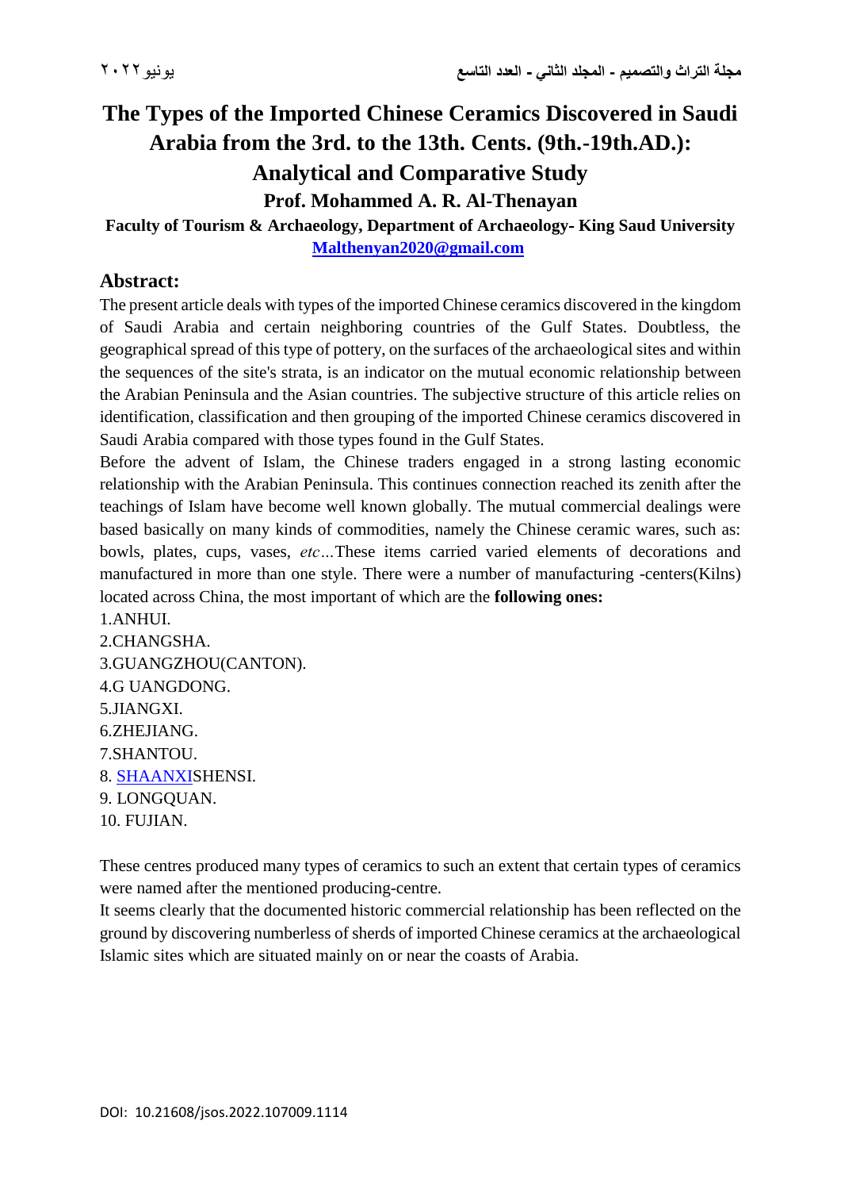# The Types of the Imported Chinese Ceramics Discovered in Saudi Arabia from the 3rd. to the 13th. Cents. (9th.-19th.AD.): Analytical and Comparative Study

## Prof. Mohammed A. R. Al-Thenayan

**Faculty of Tourism & Archaeology, Department of Archaeology- King Saud University**

**Malthenyan2020@gmail.com**

## Abstract:

The present article deals with types of the imported Chinese ceramics discovered in the kingdom of Saudi Arabia and certain neighboring countries of the Gulf States. Doubtless, the geographical spread of this type of pottery, on the surfaces of the archaeological sites and within the sequences of the site's strata, is an indicator on the mutual economic relationship between the Arabian Peninsula and the Asian countries. The subjective structure of this article relies on identification, classification and then grouping of the imported Chinese ceramics discovered in Saudi Arabia compared with those types found in the Gulf States.

Before the advent of Islam, the Chinese traders engaged in a strong lasting economic relationship with the Arabian Peninsula. This continues connection reached its zenith after the teachings of Islam have become well known globally. The mutual commercial dealings were based basically on many kinds of commodities, namely the Chinese ceramic wares, such as: bowls, plates, cups, vases, *etc*...These items carried varied elements of decorations and manufactured in more than one style. There were a number of manufacturing -centers(Kilns) located across China, the most important of which are the **following ones:**

1.ANHUI.
2.CHANGSHA.
3.GUANGZHOU(CANTON).
4.G UANGDONG.
5.JIANGXI.
6.ZHEJIANG.
7.SHANTOU.
8. SHAANXISHENSI.
9. LONGQUAN.
10. FUJIAN.

These centres produced many types of ceramics to such an extent that certain types of ceramics were named after the mentioned producing-centre.

It seems clearly that the documented historic commercial relationship has been reflected on the ground by discovering numberless of sherds of imported Chinese ceramics at the archaeological Islamic sites which are situated mainly on or near the coasts of Arabia.

DOI: 10.21608/jsos.2022.107009.1114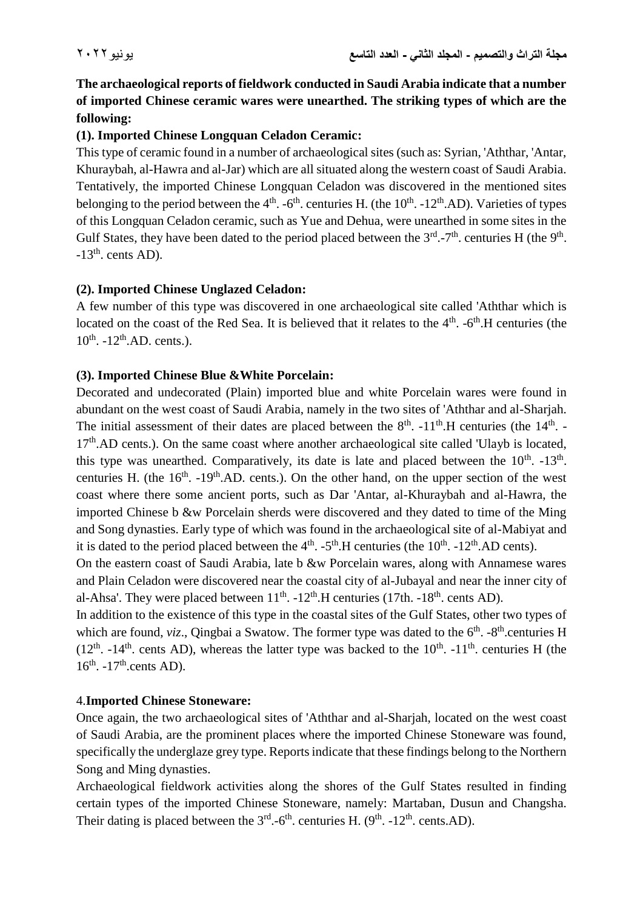**The archaeological reports of fieldwork conducted in Saudi Arabia indicate that a number of imported Chinese ceramic wares were unearthed. The striking types of which are the following:**

**(1). Imported Chinese Longquan Celadon Ceramic:**

This type of ceramic found in a number of archaeological sites (such as: Syrian, 'Aththar, 'Antar, Khuraybah, al-Hawra and al-Jar) which are all situated along the western coast of Saudi Arabia. Tentatively, the imported Chinese Longquan Celadon was discovered in the mentioned sites belonging to the period between the 4th. -6th. centuries H. (the 10th. -12th.AD). Varieties of types of this Longquan Celadon ceramic, such as Yue and Dehua, were unearthed in some sites in the Gulf States, they have been dated to the period placed between the 3rd.-7th. centuries H (the 9th. -13th. cents AD).

**(2). Imported Chinese Unglazed Celadon:**

A few number of this type was discovered in one archaeological site called 'Aththar which is located on the coast of the Red Sea. It is believed that it relates to the 4th. -6th.H centuries (the 10th. -12th.AD. cents.).

**(3). Imported Chinese Blue &White Porcelain:**

Decorated and undecorated (Plain) imported blue and white Porcelain wares were found in abundant on the west coast of Saudi Arabia, namely in the two sites of 'Aththar and al-Sharjah. The initial assessment of their dates are placed between the 8th. -11th.H centuries (the 14th. -17th.AD cents.). On the same coast where another archaeological site called 'Ulayb is located, this type was unearthed. Comparatively, its date is late and placed between the 10th. -13th. centuries H. (the 16th. -19th.AD. cents.). On the other hand, on the upper section of the west coast where there some ancient ports, such as Dar 'Antar, al-Khuraybah and al-Hawra, the imported Chinese b &w Porcelain sherds were discovered and they dated to time of the Ming and Song dynasties. Early type of which was found in the archaeological site of al-Mabiyat and it is dated to the period placed between the 4th. -5th.H centuries (the 10th. -12th.AD cents).

On the eastern coast of Saudi Arabia, late b &w Porcelain wares, along with Annamese wares and Plain Celadon were discovered near the coastal city of al-Jubayal and near the inner city of al-Ahsa'. They were placed between 11th. -12th.H centuries (17th. -18th. cents AD).

In addition to the existence of this type in the coastal sites of the Gulf States, other two types of which are found, *viz*., Qingbai a Swatow. The former type was dated to the 6th. -8th.centuries H (12th. -14th. cents AD), whereas the latter type was backed to the 10th. -11th. centuries H (the 16th. -17th.cents AD).

4.**Imported Chinese Stoneware:**

Once again, the two archaeological sites of 'Aththar and al-Sharjah, located on the west coast of Saudi Arabia, are the prominent places where the imported Chinese Stoneware was found, specifically the underglaze grey type. Reports indicate that these findings belong to the Northern Song and Ming dynasties.

Archaeological fieldwork activities along the shores of the Gulf States resulted in finding certain types of the imported Chinese Stoneware, namely: Martaban, Dusun and Changsha. Their dating is placed between the 3rd.-6th. centuries H. (9th. -12th. cents.AD).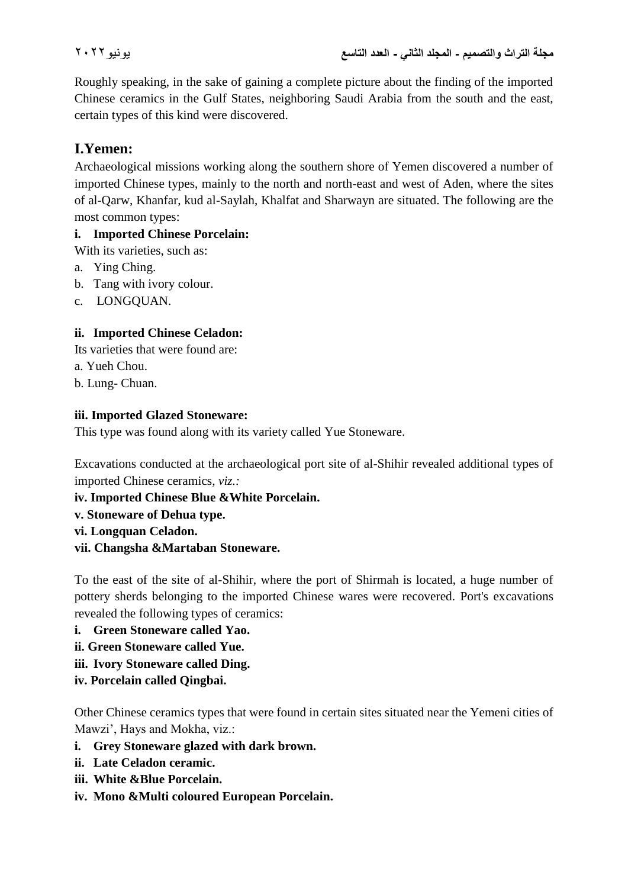Roughly speaking, in the sake of gaining a complete picture about the finding of the imported Chinese ceramics in the Gulf States, neighboring Saudi Arabia from the south and the east, certain types of this kind were discovered.

## I.Yemen:

Archaeological missions working along the southern shore of Yemen discovered a number of imported Chinese types, mainly to the north and north-east and west of Aden, where the sites of al-Qarw, Khanfar, kud al-Saylah, Khalfat and Sharwayn are situated. The following are the most common types:

**i. Imported Chinese Porcelain:**

With its varieties, such as:

a. Ying Ching.
b. Tang with ivory colour.
c. LONGQUAN.

**ii. Imported Chinese Celadon:**

Its varieties that were found are:

a. Yueh Chou.
b. Lung- Chuan.

**iii. Imported Glazed Stoneware:**

This type was found along with its variety called Yue Stoneware.

Excavations conducted at the archaeological port site of al-Shihir revealed additional types of imported Chinese ceramics, *viz.:*

**iv. Imported Chinese Blue &White Porcelain.**
**v. Stoneware of Dehua type.**
**vi. Longquan Celadon.**
**vii. Changsha &Martaban Stoneware.**

To the east of the site of al-Shihir, where the port of Shirmah is located, a huge number of pottery sherds belonging to the imported Chinese wares were recovered. Port's excavations revealed the following types of ceramics:

**i. Green Stoneware called Yao.**
**ii. Green Stoneware called Yue.**
**iii. Ivory Stoneware called Ding.**
**iv. Porcelain called Qingbai.**

Other Chinese ceramics types that were found in certain sites situated near the Yemeni cities of Mawzi', Hays and Mokha, viz.:

**i. Grey Stoneware glazed with dark brown.**
**ii. Late Celadon ceramic.**
**iii. White &Blue Porcelain.**
**iv. Mono &Multi coloured European Porcelain.**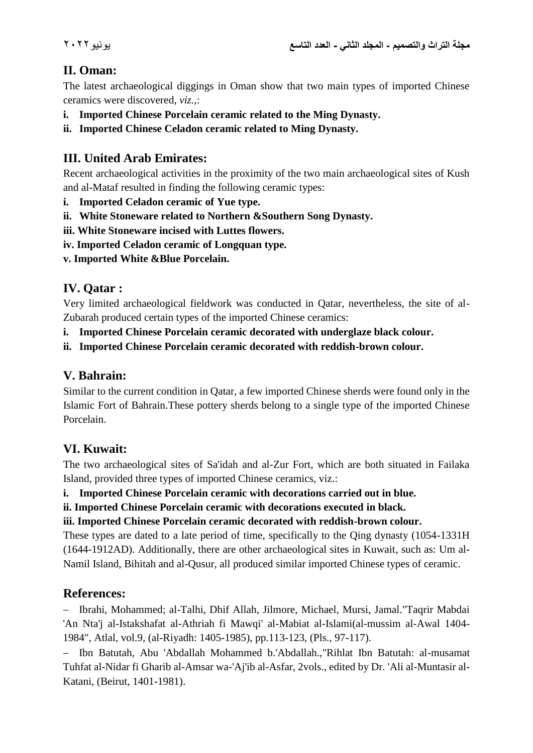## II. Oman:

The latest archaeological diggings in Oman show that two main types of imported Chinese ceramics were discovered, *viz*.,:

**i. Imported Chinese Porcelain ceramic related to the Ming Dynasty.**

**ii. Imported Chinese Celadon ceramic related to Ming Dynasty.**

## III. United Arab Emirates:

Recent archaeological activities in the proximity of the two main archaeological sites of Kush and al-Mataf resulted in finding the following ceramic types:

**i. Imported Celadon ceramic of Yue type.**

**ii. White Stoneware related to Northern &Southern Song Dynasty.**

**iii. White Stoneware incised with Luttes flowers.**

**iv. Imported Celadon ceramic of Longquan type.**

**v. Imported White &Blue Porcelain.**

## IV. Qatar :

Very limited archaeological fieldwork was conducted in Qatar, nevertheless, the site of al-Zubarah produced certain types of the imported Chinese ceramics:

**i. Imported Chinese Porcelain ceramic decorated with underglaze black colour.**

**ii. Imported Chinese Porcelain ceramic decorated with reddish-brown colour.**

## V. Bahrain:

Similar to the current condition in Qatar, a few imported Chinese sherds were found only in the Islamic Fort of Bahrain.These pottery sherds belong to a single type of the imported Chinese Porcelain.

## VI. Kuwait:

The two archaeological sites of Sa'idah and al-Zur Fort, which are both situated in Failaka Island, provided three types of imported Chinese ceramics, viz.:

**i. Imported Chinese Porcelain ceramic with decorations carried out in blue.**

**ii. Imported Chinese Porcelain ceramic with decorations executed in black.**

**iii. Imported Chinese Porcelain ceramic decorated with reddish-brown colour.**

These types are dated to a late period of time, specifically to the Qing dynasty (1054-1331H (1644-1912AD). Additionally, there are other archaeological sites in Kuwait, such as: Um al-Namil Island, Bihitah and al-Qusur, all produced similar imported Chinese types of ceramic.

## References:

– Ibrahi, Mohammed; al-Talhi, Dhif Allah, Jilmore, Michael, Mursi, Jamal."Taqrir Mabdai 'An Nta'j al-Istakshafat al-Athriah fi Mawqi' al-Mabiat al-Islami(al-mussim al-Awal 1404-1984", Atlal, vol.9, (al-Riyadh: 1405-1985), pp.113-123, (Pls., 97-117).

– Ibn Batutah, Abu 'Abdallah Mohammed b.'Abdallah.,"Rihlat Ibn Batutah: al-musamat Tuhfat al-Nidar fi Gharib al-Amsar wa-'Aj'ib al-Asfar, 2vols., edited by Dr. 'Ali al-Muntasir al-Katani, (Beirut, 1401-1981).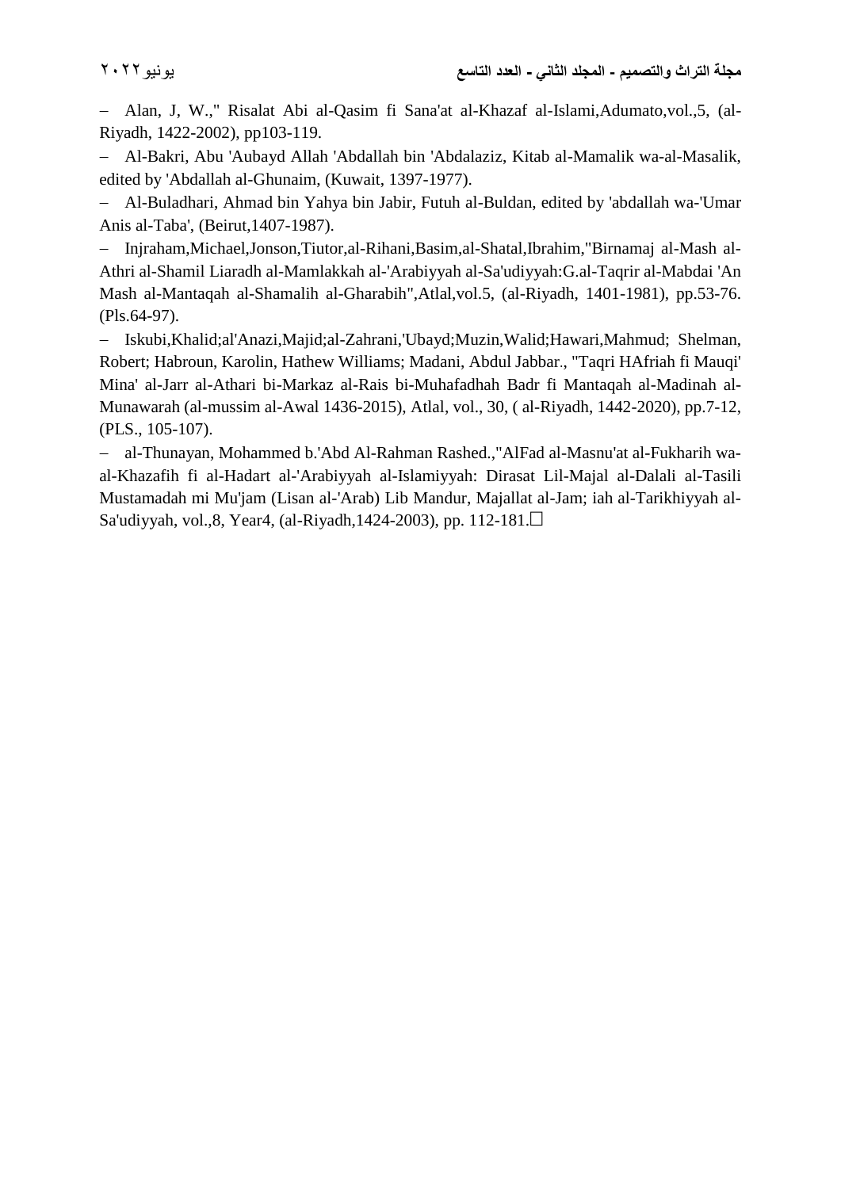- Alan, J, W.," Risalat Abi al-Qasim fi Sana'at al-Khazaf al-Islami,Adumato,vol.,5, (al-Riyadh, 1422-2002), pp103-119.
- Al-Bakri, Abu 'Aubayd Allah 'Abdallah bin 'Abdalaziz, Kitab al-Mamalik wa-al-Masalik, edited by 'Abdallah al-Ghunaim, (Kuwait, 1397-1977).
- Al-Buladhari, Ahmad bin Yahya bin Jabir, Futuh al-Buldan, edited by 'abdallah wa-'Umar Anis al-Taba', (Beirut,1407-1987).
- Injraham,Michael,Jonson,Tiutor,al-Rihani,Basim,al-Shatal,Ibrahim,"Birnamaj al-Mash al-Athri al-Shamil Liaradh al-Mamlakkah al-'Arabiyyah al-Sa'udiyyah:G.al-Taqrir al-Mabdai 'An Mash al-Mantaqah al-Shamalih al-Gharabih",Atlal,vol.5, (al-Riyadh, 1401-1981), pp.53-76. (Pls.64-97).
- Iskubi,Khalid;al'Anazi,Majid;al-Zahrani,'Ubayd;Muzin,Walid;Hawari,Mahmud; Shelman, Robert; Habroun, Karolin, Hathew Williams; Madani, Abdul Jabbar., "Taqri HAfriah fi Mauqi' Mina' al-Jarr al-Athari bi-Markaz al-Rais bi-Muhafadhah Badr fi Mantaqah al-Madinah al-Munawarah (al-mussim al-Awal 1436-2015), Atlal, vol., 30, ( al-Riyadh, 1442-2020), pp.7-12, (PLS., 105-107).
- al-Thunayan, Mohammed b.'Abd Al-Rahman Rashed.,"AlFad al-Masnu'at al-Fukharih wa-al-Khazafih fi al-Hadart al-'Arabiyyah al-Islamiyyah: Dirasat Lil-Majal al-Dalali al-Tasili Mustamadah mi Mu'jam (Lisan al-'Arab) Lib Mandur, Majallat al-Jam; iah al-Tarikhiyyah al-Sa'udiyyah, vol.,8, Year4, (al-Riyadh,1424-2003), pp. 112-181.□